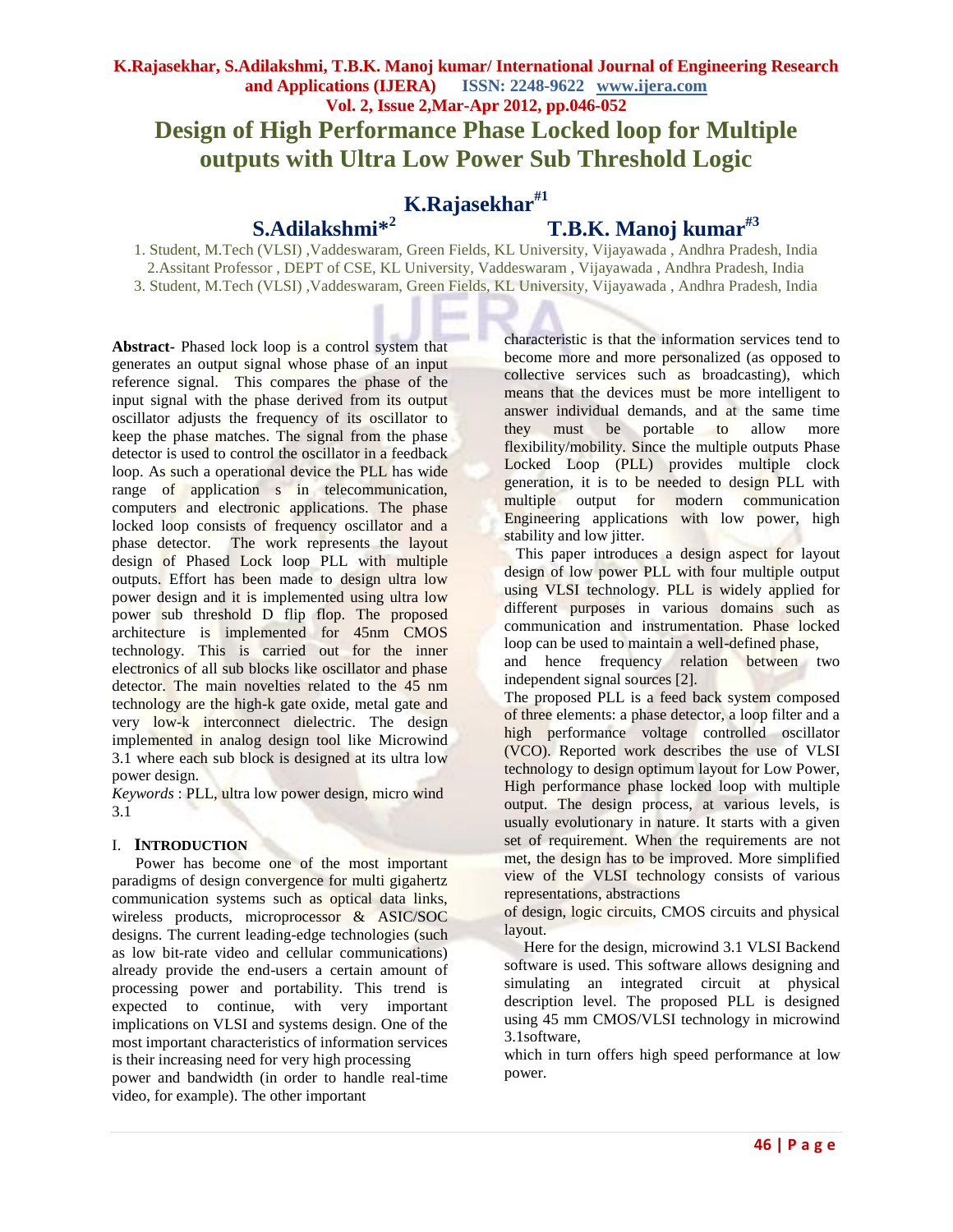# Design of High Performance Phase Locked loop for Multiple outputs with Ultra Low Power Sub Threshold Logic

**K.Rajasekhar[#1]**

**S.Adilakshmi*[2]** **T.B.K. Manoj kumar[#3]**

1. Student, M.Tech (VLSI) ,Vaddeswaram, Green Fields, KL University, Vijayawada , Andhra Pradesh, India
2. Assitant Professor , DEPT of CSE, KL University, Vaddeswaram , Vijayawada , Andhra Pradesh, India
3. Student, M.Tech (VLSI) ,Vaddeswaram, Green Fields, KL University, Vijayawada , Andhra Pradesh, India

**Abstract-** Phased lock loop is a control system that generates an output signal whose phase of an input reference signal. This compares the phase of the input signal with the phase derived from its output oscillator adjusts the frequency of its oscillator to keep the phase matches. The signal from the phase detector is used to control the oscillator in a feedback loop. As such a operational device the PLL has wide range of application s in telecommunication, computers and electronic applications. The phase locked loop consists of frequency oscillator and a phase detector. The work represents the layout design of Phased Lock loop PLL with multiple outputs. Effort has been made to design ultra low power design and it is implemented using ultra low power sub threshold D flip flop. The proposed architecture is implemented for 45nm CMOS technology. This is carried out for the inner electronics of all sub blocks like oscillator and phase detector. The main novelties related to the 45 nm technology are the high-k gate oxide, metal gate and very low-k interconnect dielectric. The design implemented in analog design tool like Microwind 3.1 where each sub block is designed at its ultra low power design.

*Keywords* : PLL, ultra low power design, micro wind 3.1

## I. INTRODUCTION

Power has become one of the most important paradigms of design convergence for multi gigahertz communication systems such as optical data links, wireless products, microprocessor & ASIC/SOC designs. The current leading-edge technologies (such as low bit-rate video and cellular communications) already provide the end-users a certain amount of processing power and portability. This trend is expected to continue, with very important implications on VLSI and systems design. One of the most important characteristics of information services is their increasing need for very high processing power and bandwidth (in order to handle real-time video, for example). The other important characteristic is that the information services tend to become more and more personalized (as opposed to collective services such as broadcasting), which means that the devices must be more intelligent to answer individual demands, and at the same time they must be portable to allow more flexibility/mobility. Since the multiple outputs Phase Locked Loop (PLL) provides multiple clock generation, it is to be needed to design PLL with multiple output for modern communication Engineering applications with low power, high stability and low jitter.

This paper introduces a design aspect for layout design of low power PLL with four multiple output using VLSI technology. PLL is widely applied for different purposes in various domains such as communication and instrumentation. Phase locked loop can be used to maintain a well-defined phase, and hence frequency relation between two independent signal sources [2].

The proposed PLL is a feed back system composed of three elements: a phase detector, a loop filter and a high performance voltage controlled oscillator (VCO). Reported work describes the use of VLSI technology to design optimum layout for Low Power, High performance phase locked loop with multiple output. The design process, at various levels, is usually evolutionary in nature. It starts with a given set of requirement. When the requirements are not met, the design has to be improved. More simplified view of the VLSI technology consists of various representations, abstractions of design, logic circuits, CMOS circuits and physical layout.

Here for the design, microwind 3.1 VLSI Backend software is used. This software allows designing and simulating an integrated circuit at physical description level. The proposed PLL is designed using 45 mm CMOS/VLSI technology in microwind 3.1software, which in turn offers high speed performance at low power.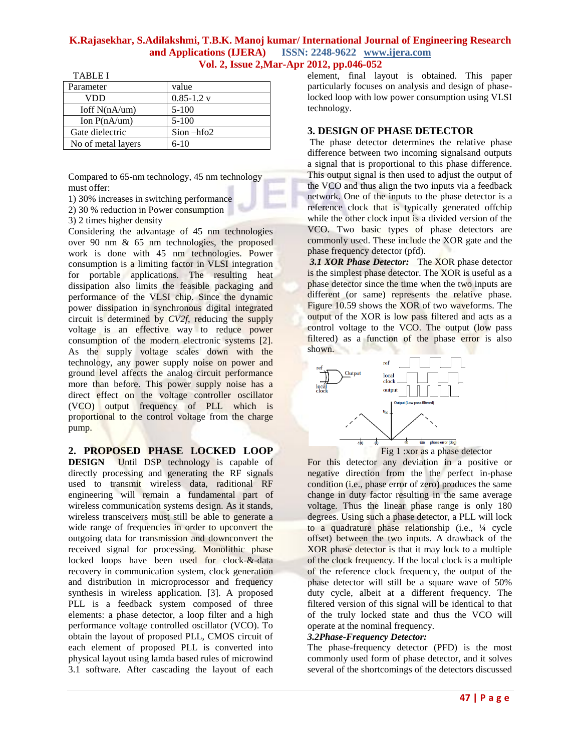TABLE I

| Parameter | value |
| --- | --- |
| VDD | 0.85-1.2 v |
| Ioff N(nA/um) | 5-100 |
| Ion P(nA/um) | 5-100 |
| Gate dielectric | Sion –hfo2 |
| No of metal layers | 6-10 |

Compared to 65-nm technology, 45 nm technology must offer:

1) 30% increases in switching performance
2) 30 % reduction in Power consumption
3) 2 times higher density

Considering the advantage of 45 nm technologies over 90 nm & 65 nm technologies, the proposed work is done with 45 nm technologies. Power consumption is a limiting factor in VLSI integration for portable applications. The resulting heat dissipation also limits the feasible packaging and performance of the VLSI chip. Since the dynamic power dissipation in synchronous digital integrated circuit is determined by *CV2f*, reducing the supply voltage is an effective way to reduce power consumption of the modern electronic systems [2]. As the supply voltage scales down with the technology, any power supply noise on power and ground level affects the analog circuit performance more than before. This power supply noise has a direct effect on the voltage controller oscillator (VCO) output frequency of PLL which is proportional to the control voltage from the charge pump.

## 2. PROPOSED PHASE LOCKED LOOP DESIGN

Until DSP technology is capable of directly processing and generating the RF signals used to transmit wireless data, raditional RF engineering will remain a fundamental part of wireless communication systems design. As it stands, wireless transceivers must still be able to generate a wide range of frequencies in order to upconvert the outgoing data for transmission and downconvert the received signal for processing. Monolithic phase locked loops have been used for clock-&-data recovery in communication system, clock generation and distribution in microprocessor and frequency synthesis in wireless application. [3]. A proposed PLL is a feedback system composed of three elements: a phase detector, a loop filter and a high performance voltage controlled oscillator (VCO). To obtain the layout of proposed PLL, CMOS circuit of each element of proposed PLL is converted into physical layout using lamda based rules of microwind 3.1 software. After cascading the layout of each element, final layout is obtained. This paper particularly focuses on analysis and design of phase-locked loop with low power consumption using VLSI technology.

## 3. DESIGN OF PHASE DETECTOR

The phase detector determines the relative phase difference between two incoming signalsand outputs a signal that is proportional to this phase difference. This output signal is then used to adjust the output of the VCO and thus align the two inputs via a feedback network. One of the inputs to the phase detector is a reference clock that is typically generated offchip while the other clock input is a divided version of the VCO. Two basic types of phase detectors are commonly used. These include the XOR gate and the phase frequency detector (pfd).

***3.1 XOR Phase Detector:*** The XOR phase detector is the simplest phase detector. The XOR is useful as a phase detector since the time when the two inputs are different (or same) represents the relative phase. Figure 10.59 shows the XOR of two waveforms. The output of the XOR is low pass filtered and acts as a control voltage to the VCO. The output (low pass filtered) as a function of the phase error is also shown.

ref
local clock
Output
ref
local clock
output
Output (Low pass filtered)
$V_{DD}$
-180 -90 90 180 phase error (deg)

Fig 1 :xor as a phase detector

For this detector any deviation in a positive or negative direction from the the perfect in-phase condition (i.e., phase error of zero) produces the same change in duty factor resulting in the same average voltage. Thus the linear phase range is only 180 degrees. Using such a phase detector, a PLL will lock to a quadrature phase relationship (i.e., ¼ cycle offset) between the two inputs. A drawback of the XOR phase detector is that it may lock to a multiple of the clock frequency. If the local clock is a multiple of the reference clock frequency, the output of the phase detector will still be a square wave of 50% duty cycle, albeit at a different frequency. The filtered version of this signal will be identical to that of the truly locked state and thus the VCO will operate at the nominal frequency.

***3.2Phase-Frequency Detector:***

The phase-frequency detector (PFD) is the most commonly used form of phase detector, and it solves several of the shortcomings of the detectors discussed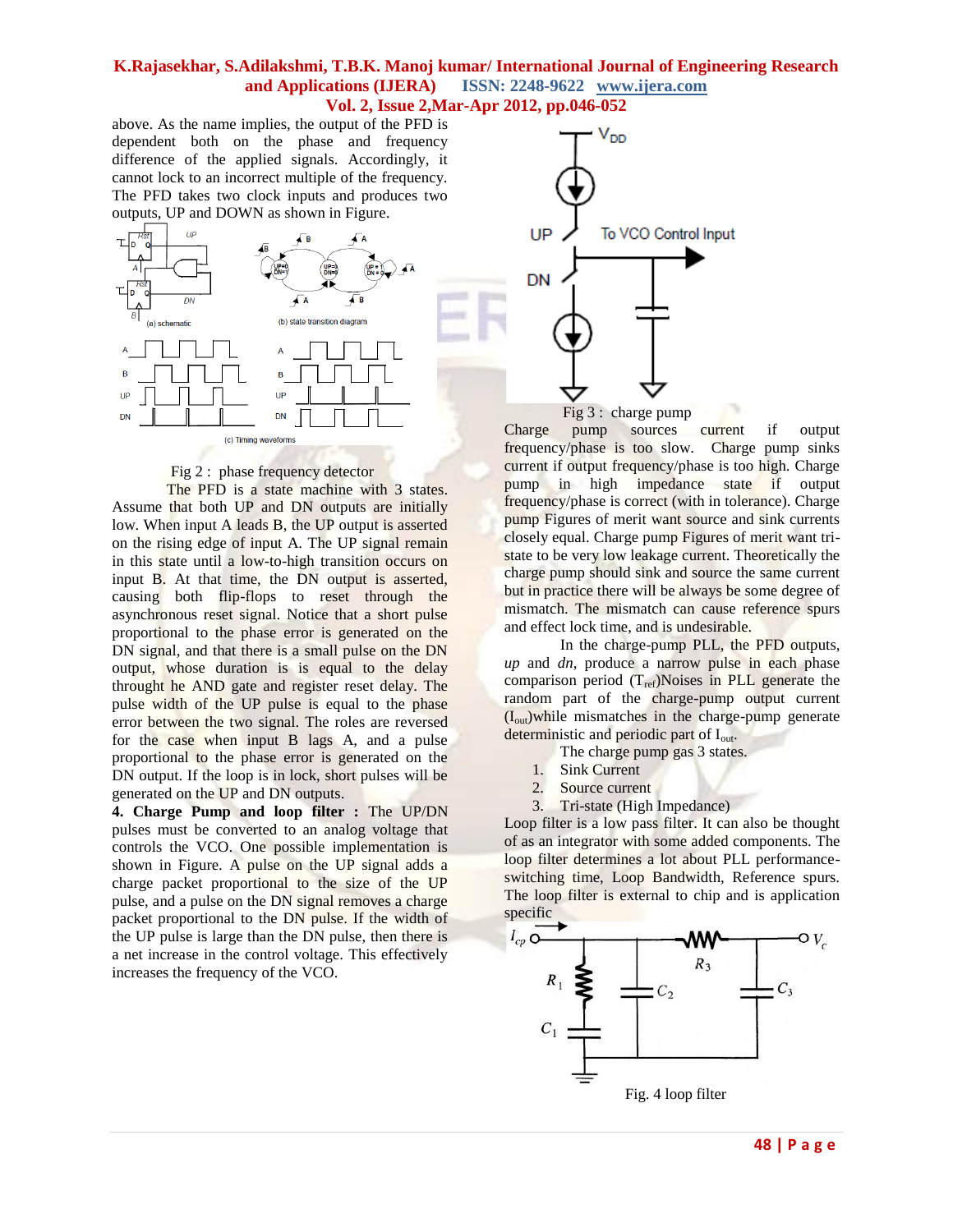above. As the name implies, the output of the PFD is dependent both on the phase and frequency difference of the applied signals. Accordingly, it cannot lock to an incorrect multiple of the frequency. The PFD takes two clock inputs and produces two outputs, UP and DOWN as shown in Figure.

(a) schematic

(b) state transition diagram

(c) Timing waveforms

Fig 2 : phase frequency detector

The PFD is a state machine with 3 states. Assume that both UP and DN outputs are initially low. When input A leads B, the UP output is asserted on the rising edge of input A. The UP signal remain in this state until a low-to-high transition occurs on input B. At that time, the DN output is asserted, causing both flip-flops to reset through the asynchronous reset signal. Notice that a short pulse proportional to the phase error is generated on the DN signal, and that there is a small pulse on the DN output, whose duration is is equal to the delay throught he AND gate and register reset delay. The pulse width of the UP pulse is equal to the phase error between the two signal. The roles are reversed for the case when input B lags A, and a pulse proportional to the phase error is generated on the DN output. If the loop is in lock, short pulses will be generated on the UP and DN outputs.

**4. Charge Pump and loop filter :** The UP/DN pulses must be converted to an analog voltage that controls the VCO. One possible implementation is shown in Figure. A pulse on the UP signal adds a charge packet proportional to the size of the UP pulse, and a pulse on the DN signal removes a charge packet proportional to the DN pulse. If the width of the UP pulse is large than the DN pulse, then there is a net increase in the control voltage. This effectively increases the frequency of the VCO.

Fig 3 : charge pump

Charge pump sources current if output frequency/phase is too slow. Charge pump sinks current if output frequency/phase is too high. Charge pump in high impedance state if output frequency/phase is correct (with in tolerance). Charge pump Figures of merit want source and sink currents closely equal. Charge pump Figures of merit want tri-state to be very low leakage current. Theoretically the charge pump should sink and source the same current but in practice there will be always be some degree of mismatch. The mismatch can cause reference spurs and effect lock time, and is undesirable.

In the charge-pump PLL, the PFD outputs, *up* and *dn*, produce a narrow pulse in each phase comparison period ($T_{ref}$)Noises in PLL generate the random part of the charge-pump output current ($I_{out}$)while mismatches in the charge-pump generate deterministic and periodic part of $I_{out}$.

The charge pump gas 3 states.

1. Sink Current
2. Source current
3. Tri-state (High Impedance)

Loop filter is a low pass filter. It can also be thought of as an integrator with some added components. The loop filter determines a lot about PLL performance-switching time, Loop Bandwidth, Reference spurs. The loop filter is external to chip and is application specific

Fig. 4 loop filter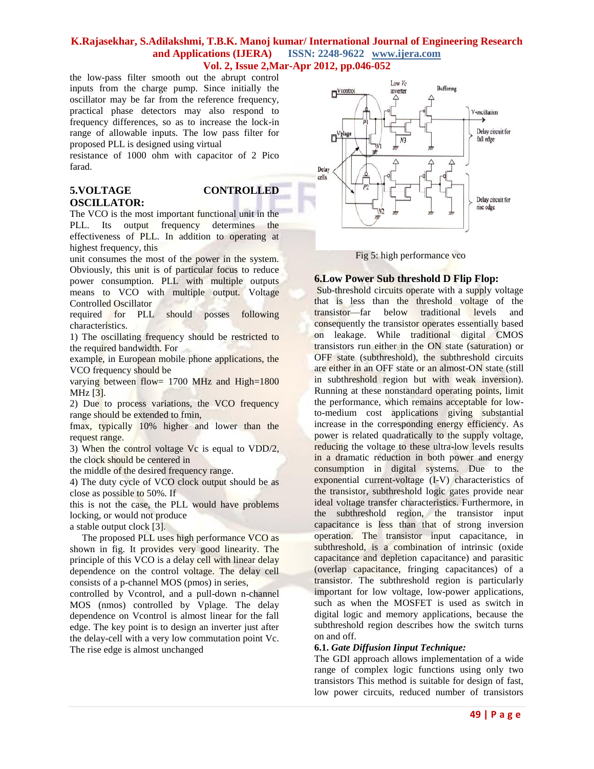the low-pass filter smooth out the abrupt control inputs from the charge pump. Since initially the oscillator may be far from the reference frequency, practical phase detectors may also respond to frequency differences, so as to increase the lock-in range of allowable inputs. The low pass filter for proposed PLL is designed using virtual resistance of 1000 ohm with capacitor of 2 Pico farad.

## 5.VOLTAGE CONTROLLED OSCILLATOR:

The VCO is the most important functional unit in the PLL. Its output frequency determines the effectiveness of PLL. In addition to operating at highest frequency, this unit consumes the most of the power in the system. Obviously, this unit is of particular focus to reduce power consumption. PLL with multiple outputs means to VCO with multiple output. Voltage Controlled Oscillator required for PLL should posses following characteristics.

1) The oscillating frequency should be restricted to the required bandwidth. For example, in European mobile phone applications, the VCO frequency should be varying between flow= 1700 MHz and High=1800 MHz [3].

2) Due to process variations, the VCO frequency range should be extended to fmin, fmax, typically 10% higher and lower than the request range.

3) When the control voltage Vc is equal to VDD/2, the clock should be centered in the middle of the desired frequency range.

4) The duty cycle of VCO clock output should be as close as possible to 50%. If this is not the case, the PLL would have problems locking, or would not produce a stable output clock [3].

The proposed PLL uses high performance VCO as shown in fig. It provides very good linearity. The principle of this VCO is a delay cell with linear delay dependence on the control voltage. The delay cell consists of a p-channel MOS (pmos) in series, controlled by Vcontrol, and a pull-down n-channel MOS (nmos) controlled by Vplage. The delay dependence on Vcontrol is almost linear for the fall edge. The key point is to design an inverter just after the delay-cell with a very low commutation point Vc. The rise edge is almost unchanged

Vcontrol
Low Vc inverter
Buffering
V-oscillation
Vplage
P1
N1
N3
Delay circuit for fall edge
Delay cells
P2
N2
Delay circuit for rise edge

Fig 5: high performance vco

## 6.Low Power Sub threshold D Flip Flop:

Sub-threshold circuits operate with a supply voltage that is less than the threshold voltage of the transistor—far below traditional levels and consequently the transistor operates essentially based on leakage. While traditional digital CMOS transistors run either in the ON state (saturation) or OFF state (subthreshold), the subthreshold circuits are either in an OFF state or an almost-ON state (still in subthreshold region but with weak inversion). Running at these nonstandard operating points, limit the performance, which remains acceptable for low-to-medium cost applications giving substantial increase in the corresponding energy efficiency. As power is related quadratically to the supply voltage, reducing the voltage to these ultra-low levels results in a dramatic reduction in both power and energy consumption in digital systems. Due to the exponential current-voltage (I-V) characteristics of the transistor, subthreshold logic gates provide near ideal voltage transfer characteristics. Furthermore, in the subthreshold region, the transistor input capacitance is less than that of strong inversion operation. The transistor input capacitance, in subthreshold, is a combination of intrinsic (oxide capacitance and depletion capacitance) and parasitic (overlap capacitance, fringing capacitances) of a transistor. The subthreshold region is particularly important for low voltage, low-power applications, such as when the MOSFET is used as switch in digital logic and memory applications, because the subthreshold region describes how the switch turns on and off.

### 6.1. *Gate Diffusion Iinput Technique:*

The GDI approach allows implementation of a wide range of complex logic functions using only two transistors This method is suitable for design of fast, low power circuits, reduced number of transistors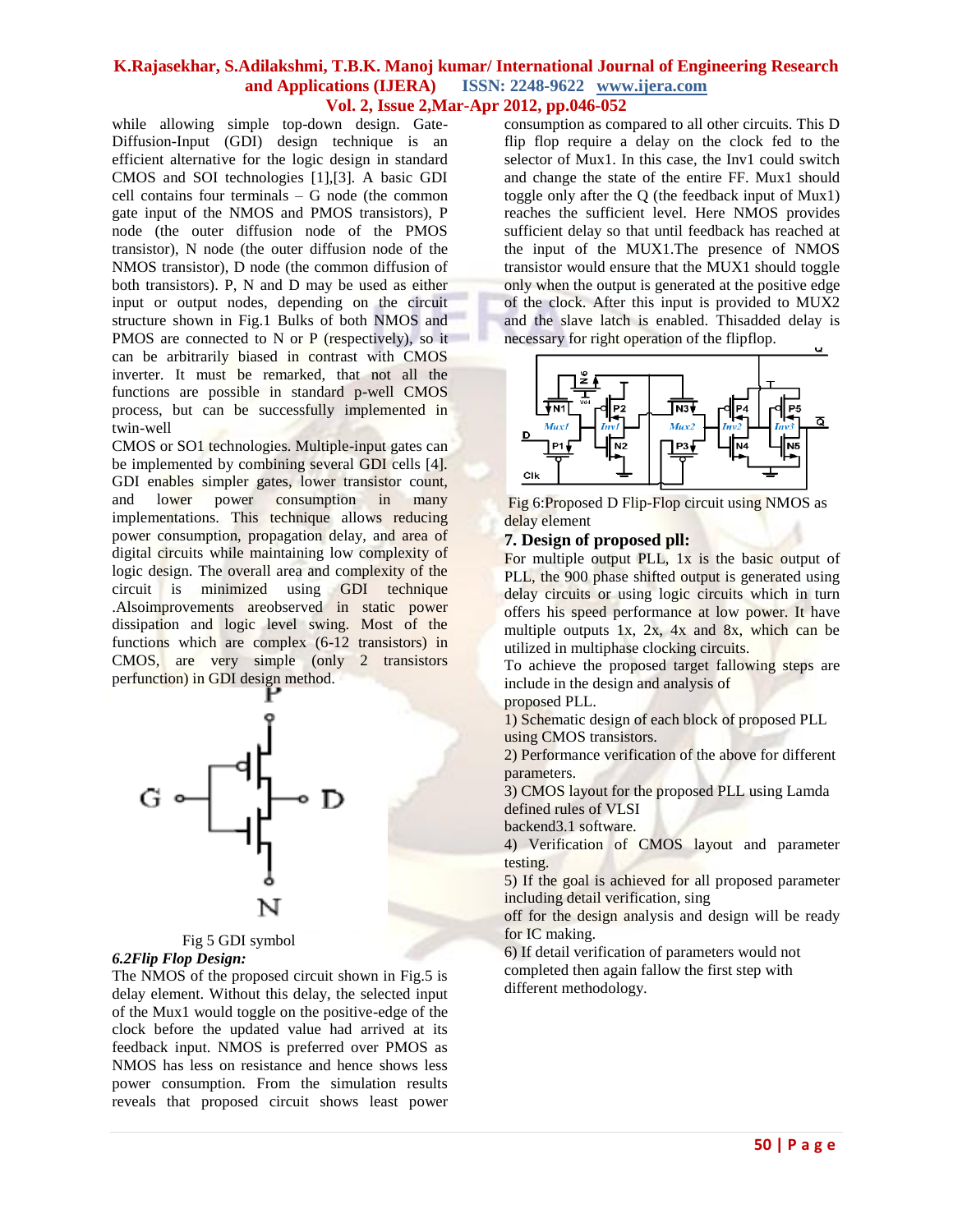while allowing simple top-down design. Gate-Diffusion-Input (GDI) design technique is an efficient alternative for the logic design in standard CMOS and SOI technologies [1],[3]. A basic GDI cell contains four terminals – G node (the common gate input of the NMOS and PMOS transistors), P node (the outer diffusion node of the PMOS transistor), N node (the outer diffusion node of the NMOS transistor), D node (the common diffusion of both transistors). P, N and D may be used as either input or output nodes, depending on the circuit structure shown in Fig.1 Bulks of both NMOS and PMOS are connected to N or P (respectively), so it can be arbitrarily biased in contrast with CMOS inverter. It must be remarked, that not all the functions are possible in standard p-well CMOS process, but can be successfully implemented in twin-well

CMOS or SO1 technologies. Multiple-input gates can be implemented by combining several GDI cells [4]. GDI enables simpler gates, lower transistor count, and lower power consumption in many implementations. This technique allows reducing power consumption, propagation delay, and area of digital circuits while maintaining low complexity of logic design. The overall area and complexity of the circuit is minimized using GDI technique .Alsoimprovements areobserved in static power dissipation and logic level swing. Most of the functions which are complex (6-12 transistors) in CMOS, are very simple (only 2 transistors perfunction) in GDI design method.

Fig 5 GDI symbol

*6.2Flip Flop Design:*

The NMOS of the proposed circuit shown in Fig.5 is delay element. Without this delay, the selected input of the Mux1 would toggle on the positive-edge of the clock before the updated value had arrived at its feedback input. NMOS is preferred over PMOS as NMOS has less on resistance and hence shows less power consumption. From the simulation results reveals that proposed circuit shows least power consumption as compared to all other circuits. This D flip flop require a delay on the clock fed to the selector of Mux1. In this case, the Inv1 could switch and change the state of the entire FF. Mux1 should toggle only after the Q (the feedback input of Mux1) reaches the sufficient level. Here NMOS provides sufficient delay so that until feedback has reached at the input of the MUX1.The presence of NMOS transistor would ensure that the MUX1 should toggle only when the output is generated at the positive edge of the clock. After this input is provided to MUX2 and the slave latch is enabled. Thisadded delay is necessary for right operation of the flipflop.

Fig 6:Proposed D Flip-Flop circuit using NMOS as delay element

## 7. Design of proposed pll:

For multiple output PLL, 1x is the basic output of PLL, the 900 phase shifted output is generated using delay circuits or using logic circuits which in turn offers his speed performance at low power. It have multiple outputs 1x, 2x, 4x and 8x, which can be utilized in multiphase clocking circuits.

To achieve the proposed target fallowing steps are include in the design and analysis of proposed PLL.

1) Schematic design of each block of proposed PLL using CMOS transistors.
2) Performance verification of the above for different parameters.
3) CMOS layout for the proposed PLL using Lamda defined rules of VLSI backend3.1 software.
4) Verification of CMOS layout and parameter testing.
5) If the goal is achieved for all proposed parameter including detail verification, sing off for the design analysis and design will be ready for IC making.
6) If detail verification of parameters would not completed then again fallow the first step with different methodology.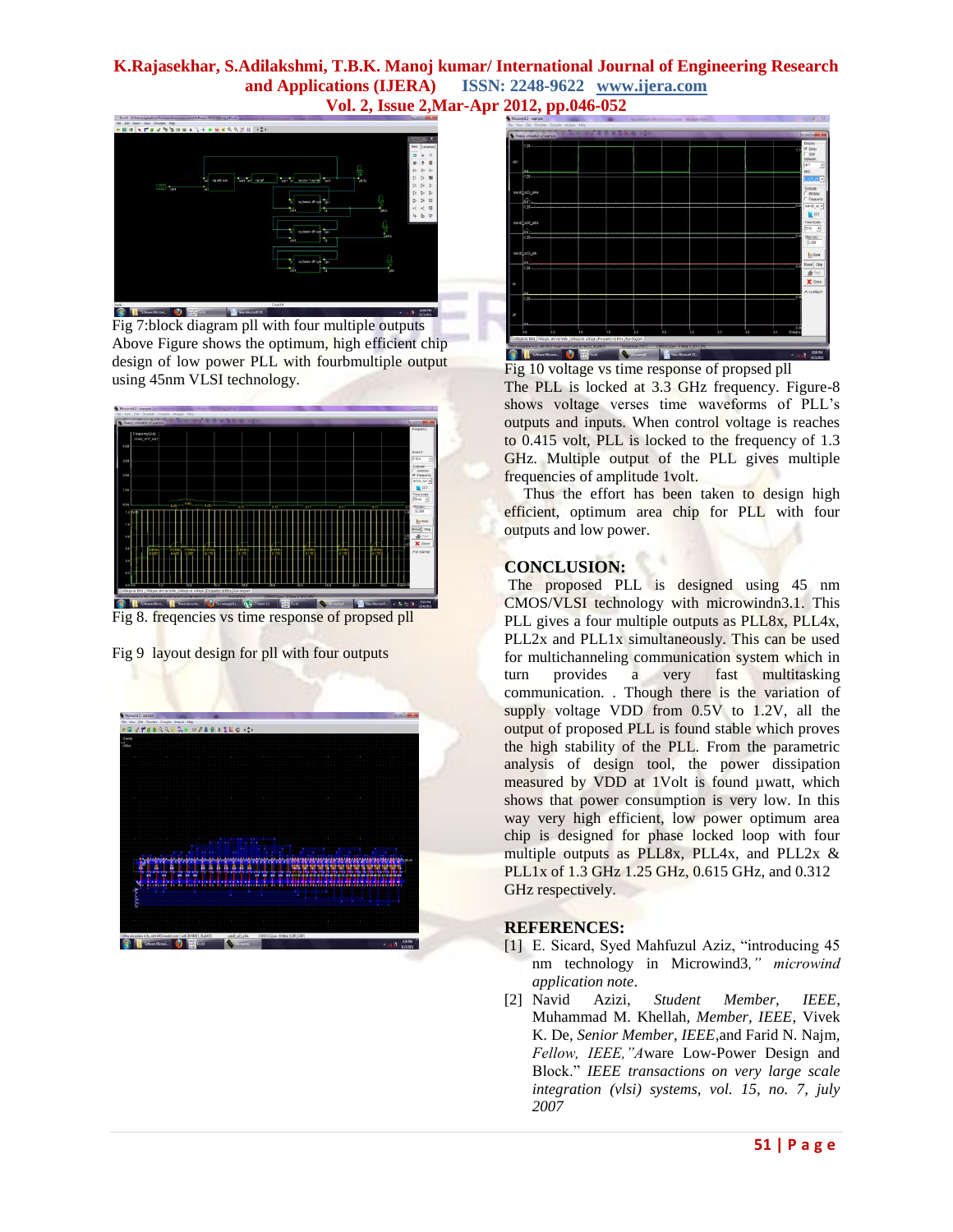Fig 7:block diagram pll with four multiple outputs

Above Figure shows the optimum, high efficient chip design of low power PLL with fourbmultiple output using 45nm VLSI technology.

Fig 8. freqencies vs time response of propsed pll

Fig 9 layout design for pll with four outputs

Fig 10 voltage vs time response of propsed pll

The PLL is locked at 3.3 GHz frequency. Figure-8 shows voltage verses time waveforms of PLL's outputs and inputs. When control voltage is reaches to 0.415 volt, PLL is locked to the frequency of 1.3 GHz. Multiple output of the PLL gives multiple frequencies of amplitude 1volt.

Thus the effort has been taken to design high efficient, optimum area chip for PLL with four outputs and low power.

## CONCLUSION:

The proposed PLL is designed using 45 nm CMOS/VLSI technology with microwindn3.1. This PLL gives a four multiple outputs as PLL8x, PLL4x, PLL2x and PLL1x simultaneously. This can be used for multichanneling communication system which in turn provides a very fast multitasking communication. . Though there is the variation of supply voltage VDD from 0.5V to 1.2V, all the output of proposed PLL is found stable which proves the high stability of the PLL. From the parametric analysis of design tool, the power dissipation measured by VDD at 1Volt is found µwatt, which shows that power consumption is very low. In this way very high efficient, low power optimum area chip is designed for phase locked loop with four multiple outputs as PLL8x, PLL4x, and PLL2x & PLL1x of 1.3 GHz 1.25 GHz, 0.615 GHz, and 0.312 GHz respectively.

## REFERENCES:

[1] E. Sicard, Syed Mahfuzul Aziz, "introducing 45 nm technology in Microwind3*," microwind application note*.

[2] Navid Azizi, *Student Member*, *IEEE*, Muhammad M. Khellah, *Member*, *IEEE*, Vivek K. De, *Senior Member*, *IEEE*,and Farid N. Najm, *Fellow*, *IEEE*,*"A*ware Low-Power Design and Block." *IEEE transactions on very large scale integration (vlsi) systems, vol. 15, no. 7, july 2007*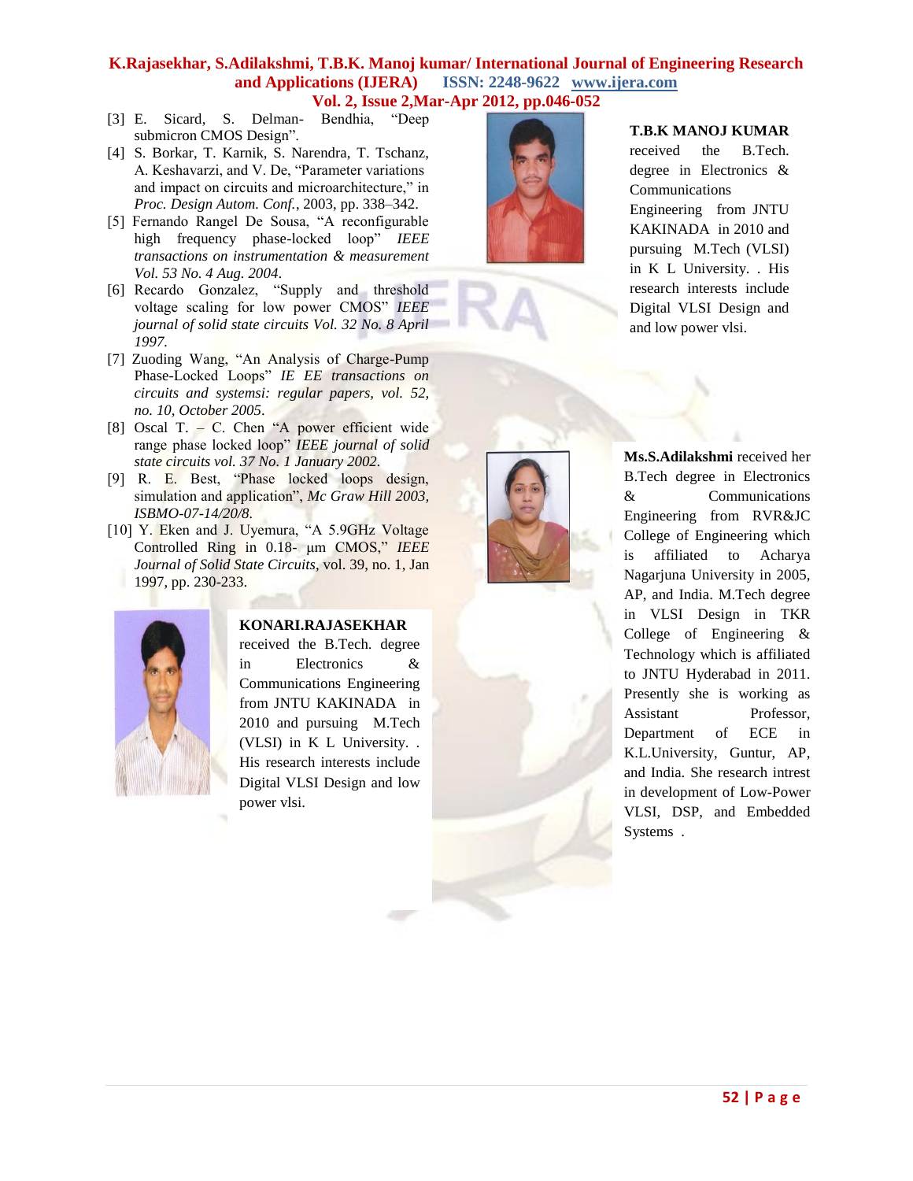[3] E. Sicard, S. Delman- Bendhia, "Deep submicron CMOS Design".

[4] S. Borkar, T. Karnik, S. Narendra, T. Tschanz, A. Keshavarzi, and V. De, "Parameter variations and impact on circuits and microarchitecture," in *Proc. Design Autom. Conf.*, 2003, pp. 338–342.

[5] Fernando Rangel De Sousa, "A reconfigurable high frequency phase-locked loop" *IEEE transactions on instrumentation & measurement Vol. 53 No. 4 Aug. 2004*.

[6] Recardo Gonzalez, "Supply and threshold voltage scaling for low power CMOS" *IEEE journal of solid state circuits Vol. 32 No. 8 April 1997*.

[7] Zuoding Wang, "An Analysis of Charge-Pump Phase-Locked Loops" *IE EE transactions on circuits and systemsi: regular papers, vol. 52, no. 10, October 2005*.

[8] Oscal T. – C. Chen "A power efficient wide range phase locked loop" *IEEE journal of solid state circuits vol. 37 No. 1 January 2002*.

[9] R. E. Best, "Phase locked loops design, simulation and application", *Mc Graw Hill 2003, ISBMO-07-14/20/8*.

[10] Y. Eken and J. Uyemura, "A 5.9GHz Voltage Controlled Ring in 0.18- µm CMOS," *IEEE Journal of Solid State Circuits*, vol. 39, no. 1, Jan 1997, pp. 230-233.

**KONARI.RAJASEKHAR** received the B.Tech. degree in Electronics & Communications Engineering from JNTU KAKINADA in 2010 and pursuing M.Tech (VLSI) in K L University. . His research interests include Digital VLSI Design and low power vlsi.

**T.B.K MANOJ KUMAR** received the B.Tech. degree in Electronics & Communications Engineering from JNTU KAKINADA in 2010 and pursuing M.Tech (VLSI) in K L University. . His research interests include Digital VLSI Design and and low power vlsi.

**Ms.S.Adilakshmi** received her B.Tech degree in Electronics & Communications Engineering from RVR&JC College of Engineering which is affiliated to Acharya Nagarjuna University in 2005, AP, and India. M.Tech degree in VLSI Design in TKR College of Engineering & Technology which is affiliated to JNTU Hyderabad in 2011. Presently she is working as Assistant Professor, Department of ECE in K.L.University, Guntur, AP, and India. She research intrest in development of Low-Power VLSI, DSP, and Embedded Systems .